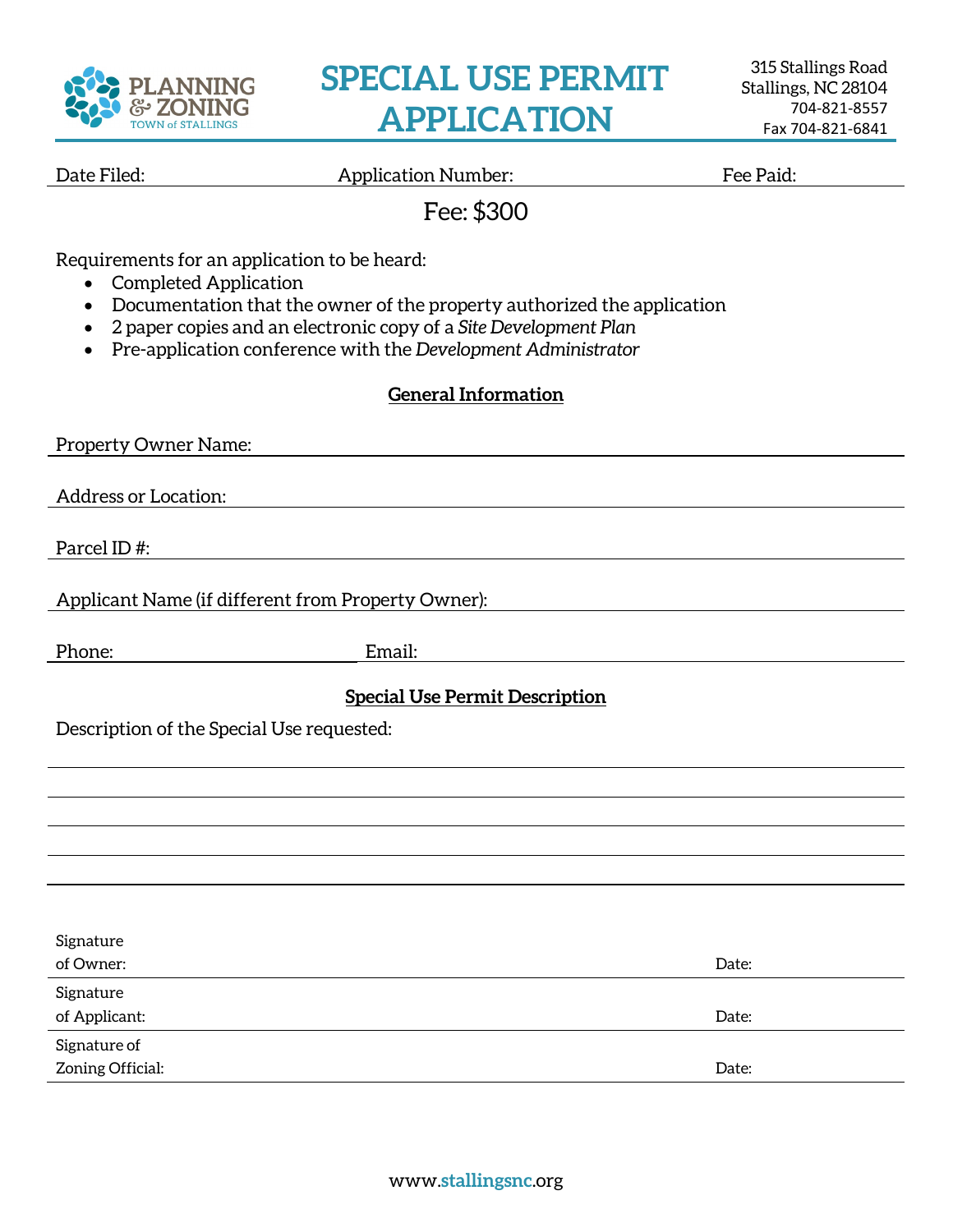PLANNING & ZONING
TOWN of STALLINGS

# SPECIAL USE PERMIT APPLICATION

315 Stallings Road
Stallings, NC 28104
704-821-8557
Fax 704-821-6841

Date Filed: Application Number: Fee Paid:

Fee: $300

Requirements for an application to be heard:

- Completed Application
- Documentation that the owner of the property authorized the application
- 2 paper copies and an electronic copy of a *Site Development Plan*
- Pre-application conference with the *Development Administrator*

## General Information

Property Owner Name:

Address or Location:

Parcel ID #:

Applicant Name (if different from Property Owner):

Phone: Email:

## Special Use Permit Description

Description of the Special Use requested:

Signature of Owner: Date:

Signature of Applicant: Date:

Signature of Zoning Official: Date:

www.stallingsnc.org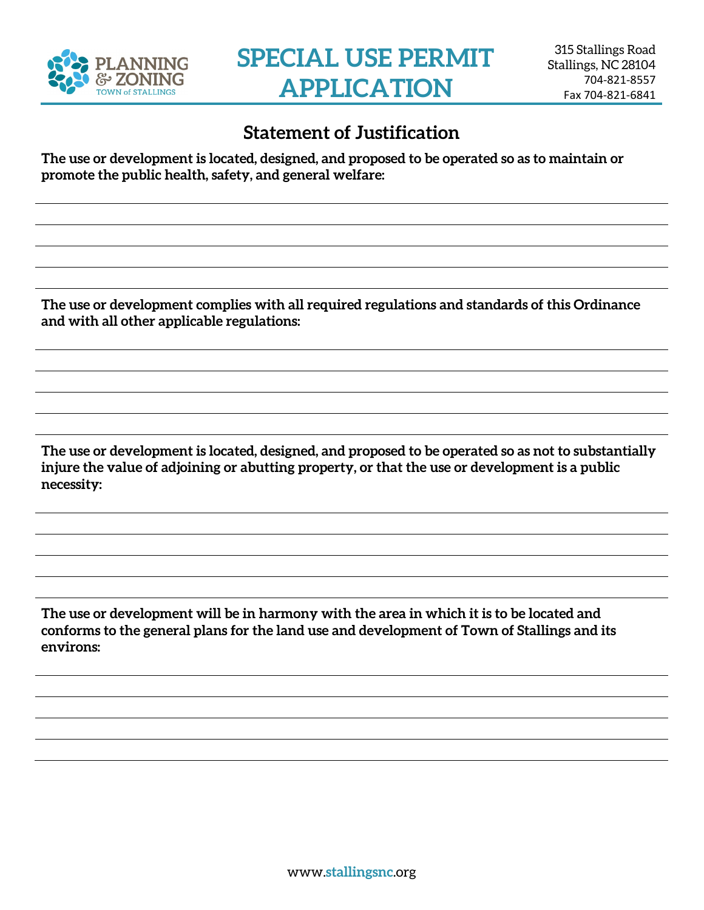# SPECIAL USE PERMIT APPLICATION

PLANNING & ZONING
TOWN of STALLINGS

315 Stallings Road
Stallings, NC 28104
704-821-8557
Fax 704-821-6841

## Statement of Justification

**The use or development is located, designed, and proposed to be operated so as to maintain or promote the public health, safety, and general welfare:**

______________________________________________________________________________

______________________________________________________________________________

______________________________________________________________________________

______________________________________________________________________________

**The use or development complies with all required regulations and standards of this Ordinance and with all other applicable regulations:**

______________________________________________________________________________

______________________________________________________________________________

______________________________________________________________________________

______________________________________________________________________________

**The use or development is located, designed, and proposed to be operated so as not to substantially injure the value of adjoining or abutting property, or that the use or development is a public necessity:**

______________________________________________________________________________

______________________________________________________________________________

______________________________________________________________________________

______________________________________________________________________________

**The use or development will be in harmony with the area in which it is to be located and conforms to the general plans for the land use and development of Town of Stallings and its environs:**

______________________________________________________________________________

______________________________________________________________________________

______________________________________________________________________________

______________________________________________________________________________

www.stallingsnc.org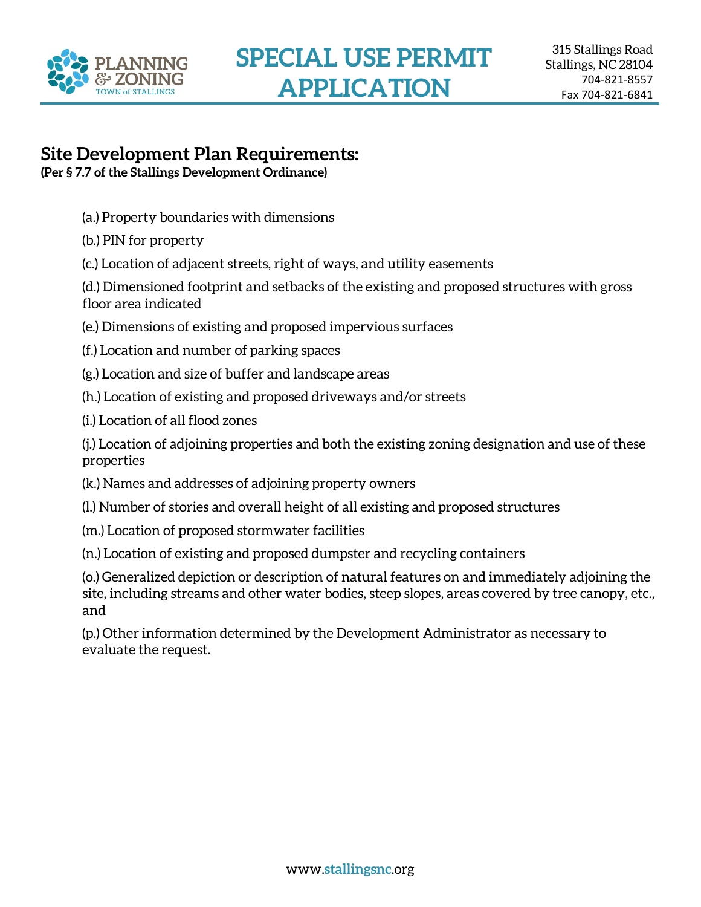# SPECIAL USE PERMIT APPLICATION

PLANNING & ZONING
TOWN of STALLINGS

315 Stallings Road
Stallings, NC 28104
704-821-8557
Fax 704-821-6841

## Site Development Plan Requirements:

**(Per § 7.7 of the Stallings Development Ordinance)**

(a.) Property boundaries with dimensions

(b.) PIN for property

(c.) Location of adjacent streets, right of ways, and utility easements

(d.) Dimensioned footprint and setbacks of the existing and proposed structures with gross floor area indicated

(e.) Dimensions of existing and proposed impervious surfaces

(f.) Location and number of parking spaces

(g.) Location and size of buffer and landscape areas

(h.) Location of existing and proposed driveways and/or streets

(i.) Location of all flood zones

(j.) Location of adjoining properties and both the existing zoning designation and use of these properties

(k.) Names and addresses of adjoining property owners

(l.) Number of stories and overall height of all existing and proposed structures

(m.) Location of proposed stormwater facilities

(n.) Location of existing and proposed dumpster and recycling containers

(o.) Generalized depiction or description of natural features on and immediately adjoining the site, including streams and other water bodies, steep slopes, areas covered by tree canopy, etc., and

(p.) Other information determined by the Development Administrator as necessary to evaluate the request.

www.stallingsnc.org